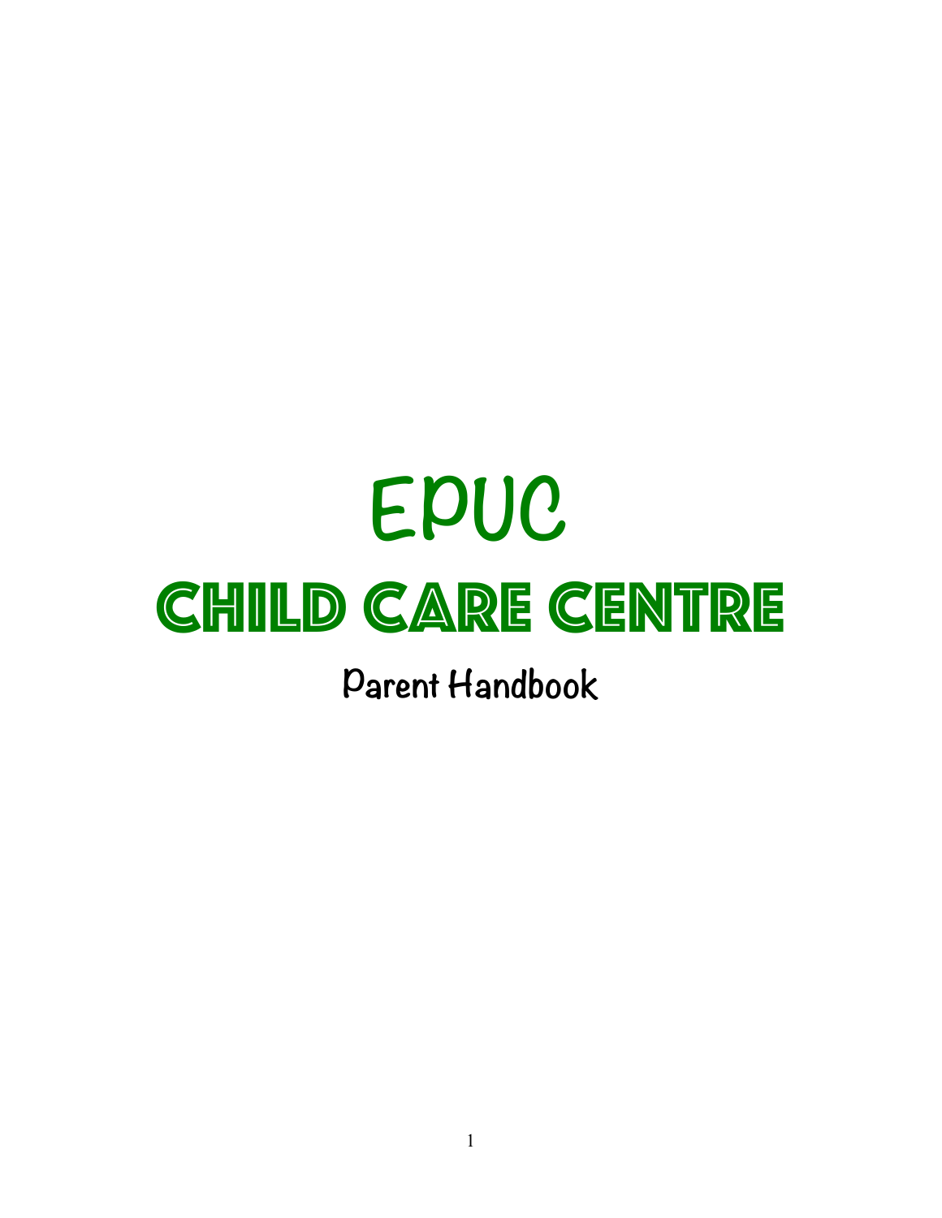# EPUC

# Child Care Centre

## Parent Handbook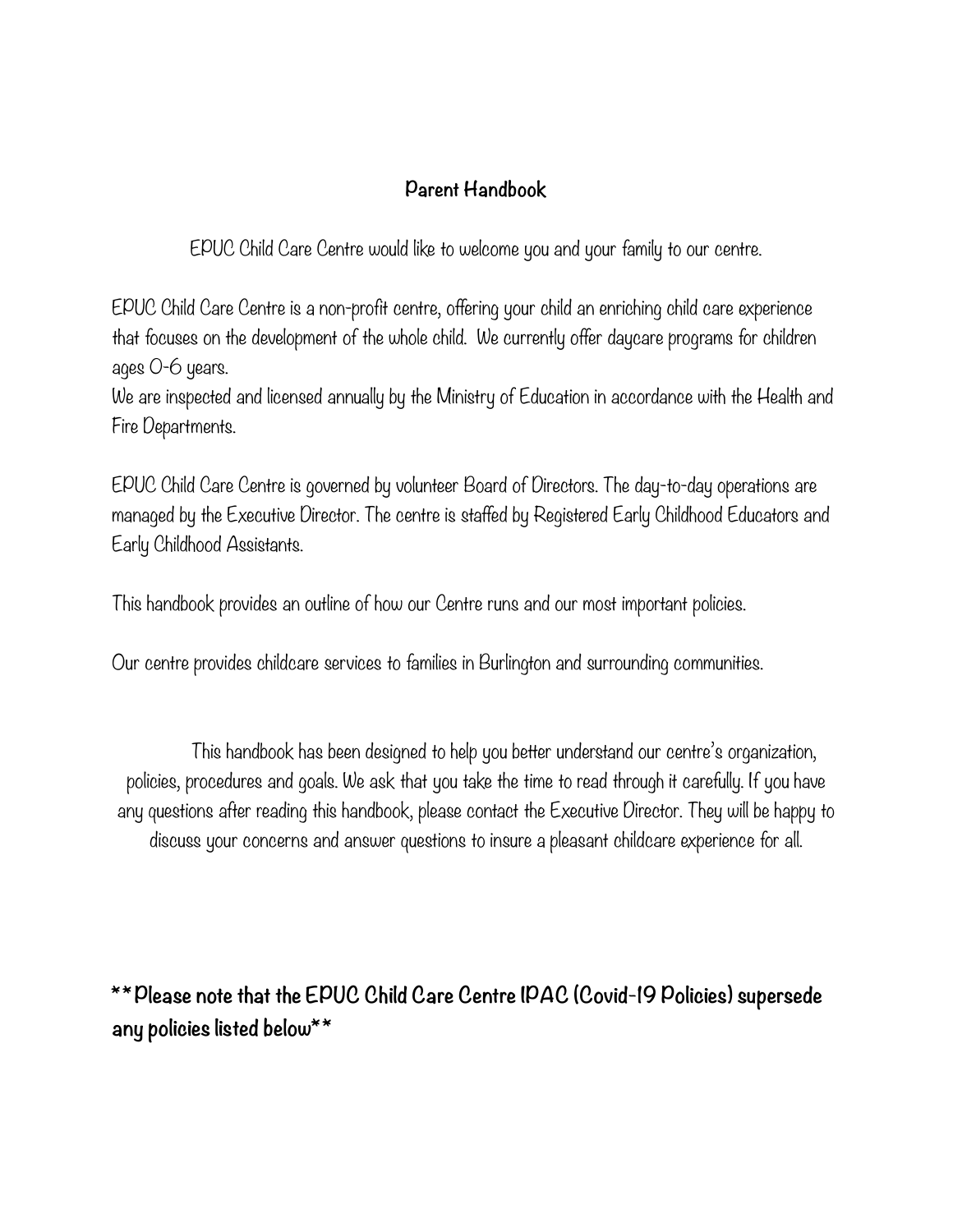## Parent Handbook

EPUC Child Care Centre would like to welcome you and your family to our centre.

EPUC Child Care Centre is a non-profit centre, offering your child an enriching child care experience that focuses on the development of the whole child. We currently offer daycare programs for children ages 0-6 years.
We are inspected and licensed annually by the Ministry of Education in accordance with the Health and Fire Departments.

EPUC Child Care Centre is governed by volunteer Board of Directors. The day-to-day operations are managed by the Executive Director. The centre is staffed by Registered Early Childhood Educators and Early Childhood Assistants.

This handbook provides an outline of how our Centre runs and our most important policies.

Our centre provides childcare services to families in Burlington and surrounding communities.

This handbook has been designed to help you better understand our centre's organization, policies, procedures and goals. We ask that you take the time to read through it carefully. If you have any questions after reading this handbook, please contact the Executive Director. They will be happy to discuss your concerns and answer questions to insure a pleasant childcare experience for all.

**\*\*Please note that the EPUC Child Care Centre IPAC (Covid-19 Policies) supersede any policies listed below\*\***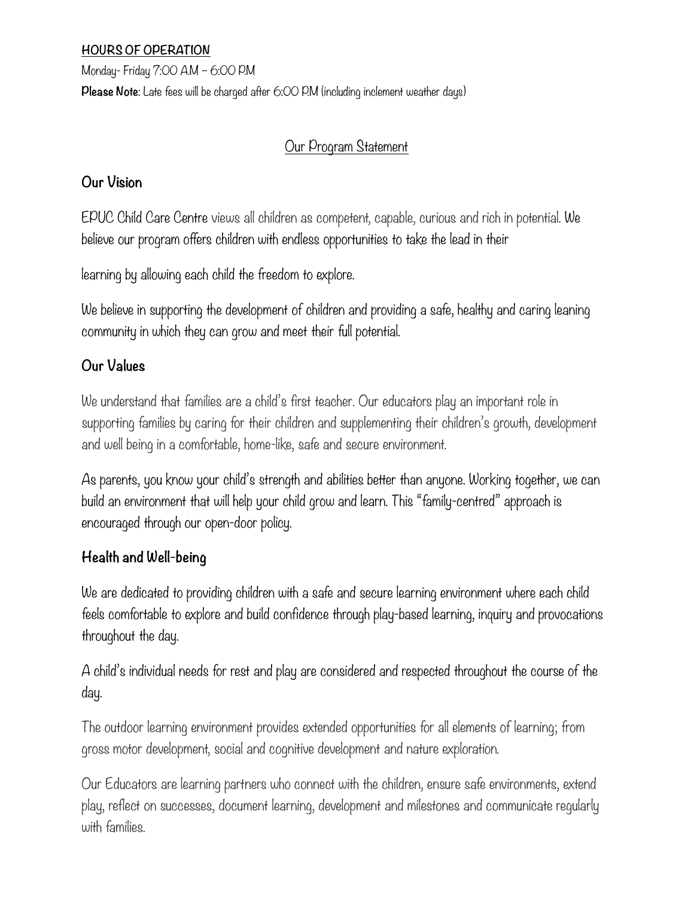**HOURS OF OPERATION**

Monday- Friday 7:00 A.M – 6:00 P.M

**Please Note**: Late fees will be charged after 6:00 P.M (including inclement weather days)

## Our Program Statement

### Our Vision

EPUC Child Care Centre views all children as competent, capable, curious and rich in potential. We believe our program offers children with endless opportunities to take the lead in their learning by allowing each child the freedom to explore.

We believe in supporting the development of children and providing a safe, healthy and caring leaning community in which they can grow and meet their full potential.

### Our Values

We understand that families are a child's first teacher. Our educators play an important role in supporting families by caring for their children and supplementing their children's growth, development and well being in a comfortable, home-like, safe and secure environment.

As parents, you know your child's strength and abilities better than anyone. Working together, we can build an environment that will help your child grow and learn. This "family-centred" approach is encouraged through our open-door policy.

### Health and Well-being

We are dedicated to providing children with a safe and secure learning environment where each child feels comfortable to explore and build confidence through play-based learning, inquiry and provocations throughout the day.

A child's individual needs for rest and play are considered and respected throughout the course of the day.

The outdoor learning environment provides extended opportunities for all elements of learning; from gross motor development, social and cognitive development and nature exploration.

Our Educators are learning partners who connect with the children, ensure safe environments, extend play, reflect on successes, document learning, development and milestones and communicate regularly with families.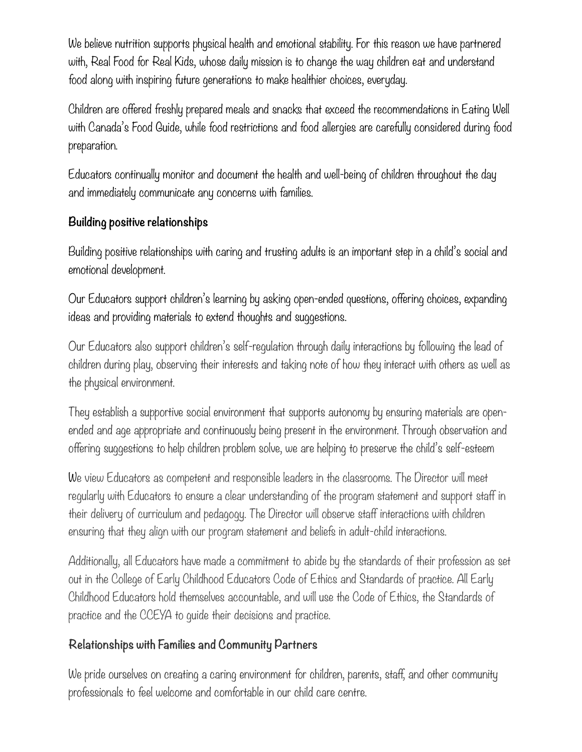We believe nutrition supports physical health and emotional stability. For this reason we have partnered with, Real Food for Real Kids, whose daily mission is to change the way children eat and understand food along with inspiring future generations to make healthier choices, everyday.

Children are offered freshly prepared meals and snacks that exceed the recommendations in Eating Well with Canada's Food Guide, while food restrictions and food allergies are carefully considered during food preparation.

Educators continually monitor and document the health and well-being of children throughout the day and immediately communicate any concerns with families.

## Building positive relationships

Building positive relationships with caring and trusting adults is an important step in a child's social and emotional development.

Our Educators support children's learning by asking open-ended questions, offering choices, expanding ideas and providing materials to extend thoughts and suggestions.

Our Educators also support children's self-regulation through daily interactions by following the lead of children during play, observing their interests and taking note of how they interact with others as well as the physical environment.

They establish a supportive social environment that supports autonomy by ensuring materials are open-ended and age appropriate and continuously being present in the environment. Through observation and offering suggestions to help children problem solve, we are helping to preserve the child's self-esteem

We view Educators as competent and responsible leaders in the classrooms. The Director will meet regularly with Educators to ensure a clear understanding of the program statement and support staff in their delivery of curriculum and pedagogy. The Director will observe staff interactions with children ensuring that they align with our program statement and beliefs in adult-child interactions.

Additionally, all Educators have made a commitment to abide by the standards of their profession as set out in the College of Early Childhood Educators Code of Ethics and Standards of practice. All Early Childhood Educators hold themselves accountable, and will use the Code of Ethics, the Standards of practice and the CCEYA to guide their decisions and practice.

## Relationships with Families and Community Partners

We pride ourselves on creating a caring environment for children, parents, staff, and other community professionals to feel welcome and comfortable in our child care centre.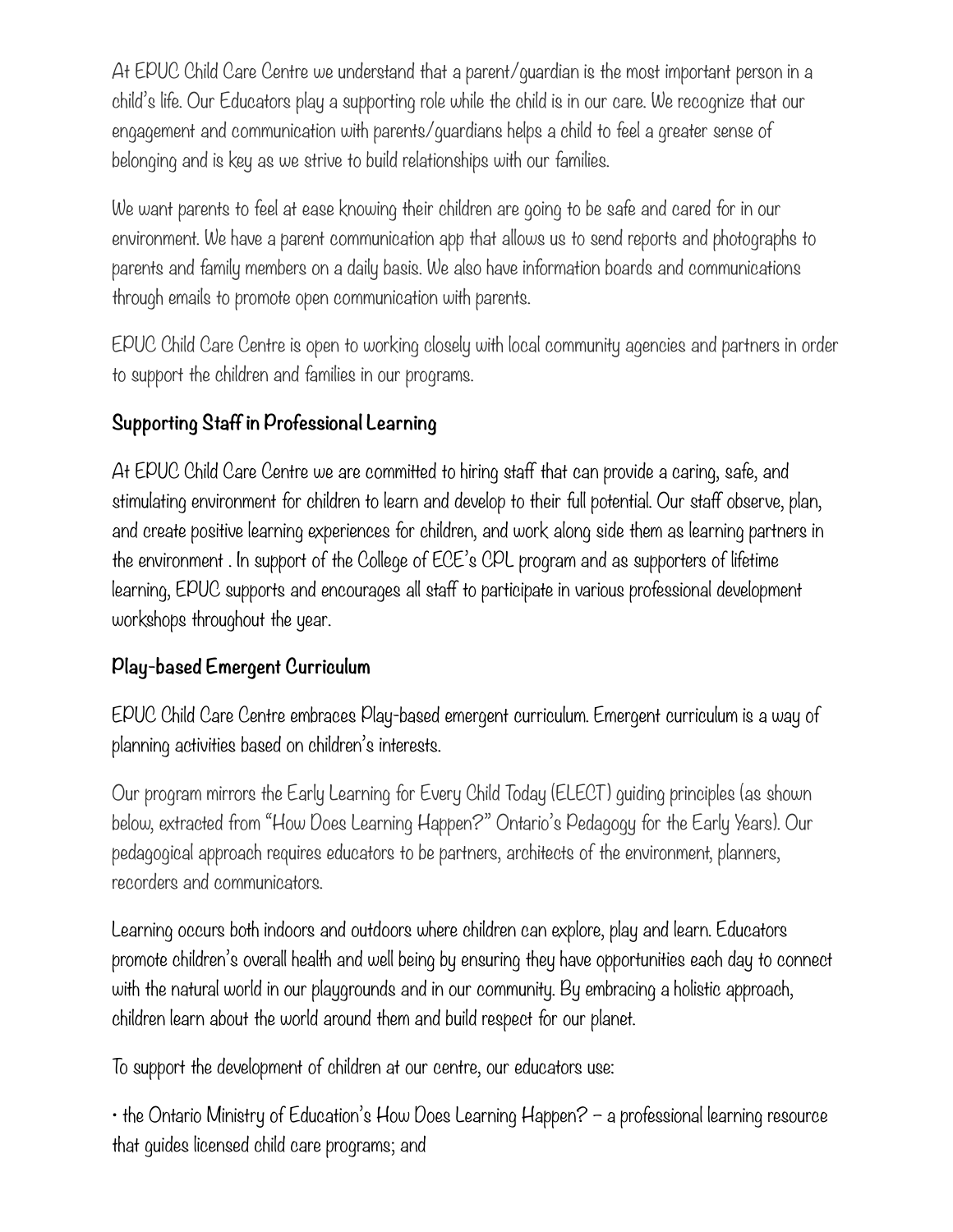At EPUC Child Care Centre we understand that a parent/guardian is the most important person in a child's life. Our Educators play a supporting role while the child is in our care. We recognize that our engagement and communication with parents/guardians helps a child to feel a greater sense of belonging and is key as we strive to build relationships with our families.

We want parents to feel at ease knowing their children are going to be safe and cared for in our environment. We have a parent communication app that allows us to send reports and photographs to parents and family members on a daily basis. We also have information boards and communications through emails to promote open communication with parents.

EPUC Child Care Centre is open to working closely with local community agencies and partners in order to support the children and families in our programs.

## Supporting Staff in Professional Learning

At EPUC Child Care Centre we are committed to hiring staff that can provide a caring, safe, and stimulating environment for children to learn and develop to their full potential. Our staff observe, plan, and create positive learning experiences for children, and work along side them as learning partners in the environment . In support of the College of ECE's CPL program and as supporters of lifetime learning, EPUC supports and encourages all staff to participate in various professional development workshops throughout the year.

## Play-based Emergent Curriculum

EPUC Child Care Centre embraces Play-based emergent curriculum. Emergent curriculum is a way of planning activities based on children's interests.

Our program mirrors the Early Learning for Every Child Today (ELECT) guiding principles (as shown below, extracted from "How Does Learning Happen?" Ontario's Pedagogy for the Early Years). Our pedagogical approach requires educators to be partners, architects of the environment, planners, recorders and communicators.

Learning occurs both indoors and outdoors where children can explore, play and learn. Educators promote children's overall health and well being by ensuring they have opportunities each day to connect with the natural world in our playgrounds and in our community. By embracing a holistic approach, children learn about the world around them and build respect for our planet.

To support the development of children at our centre, our educators use:

• the Ontario Ministry of Education's How Does Learning Happen? – a professional learning resource that guides licensed child care programs; and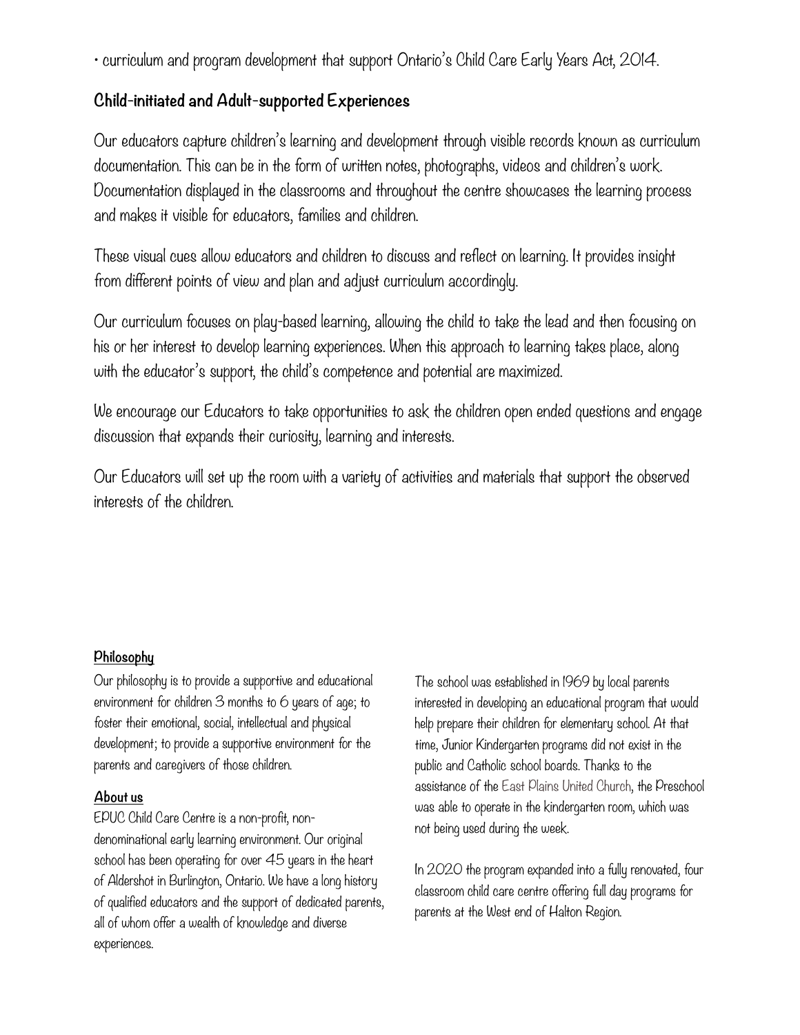- curriculum and program development that support Ontario's Child Care Early Years Act, 2014.

## Child-initiated and Adult-supported Experiences

Our educators capture children's learning and development through visible records known as curriculum documentation. This can be in the form of written notes, photographs, videos and children's work. Documentation displayed in the classrooms and throughout the centre showcases the learning process and makes it visible for educators, families and children.

These visual cues allow educators and children to discuss and reflect on learning. It provides insight from different points of view and plan and adjust curriculum accordingly.

Our curriculum focuses on play-based learning, allowing the child to take the lead and then focusing on his or her interest to develop learning experiences. When this approach to learning takes place, along with the educator's support, the child's competence and potential are maximized.

We encourage our Educators to take opportunities to ask the children open ended questions and engage discussion that expands their curiosity, learning and interests.

Our Educators will set up the room with a variety of activities and materials that support the observed interests of the children.

### Philosophy

Our philosophy is to provide a supportive and educational environment for children 3 months to 6 years of age; to foster their emotional, social, intellectual and physical development; to provide a supportive environment for the parents and caregivers of those children.

### About us

EPUC Child Care Centre is a non-profit, non-denominational early learning environment. Our original school has been operating for over 45 years in the heart of Aldershot in Burlington, Ontario. We have a long history of qualified educators and the support of dedicated parents, all of whom offer a wealth of knowledge and diverse experiences.

The school was established in 1969 by local parents interested in developing an educational program that would help prepare their children for elementary school. At that time, Junior Kindergarten programs did not exist in the public and Catholic school boards. Thanks to the assistance of the East Plains United Church, the Preschool was able to operate in the kindergarten room, which was not being used during the week.

In 2020 the program expanded into a fully renovated, four classroom child care centre offering full day programs for parents at the West end of Halton Region.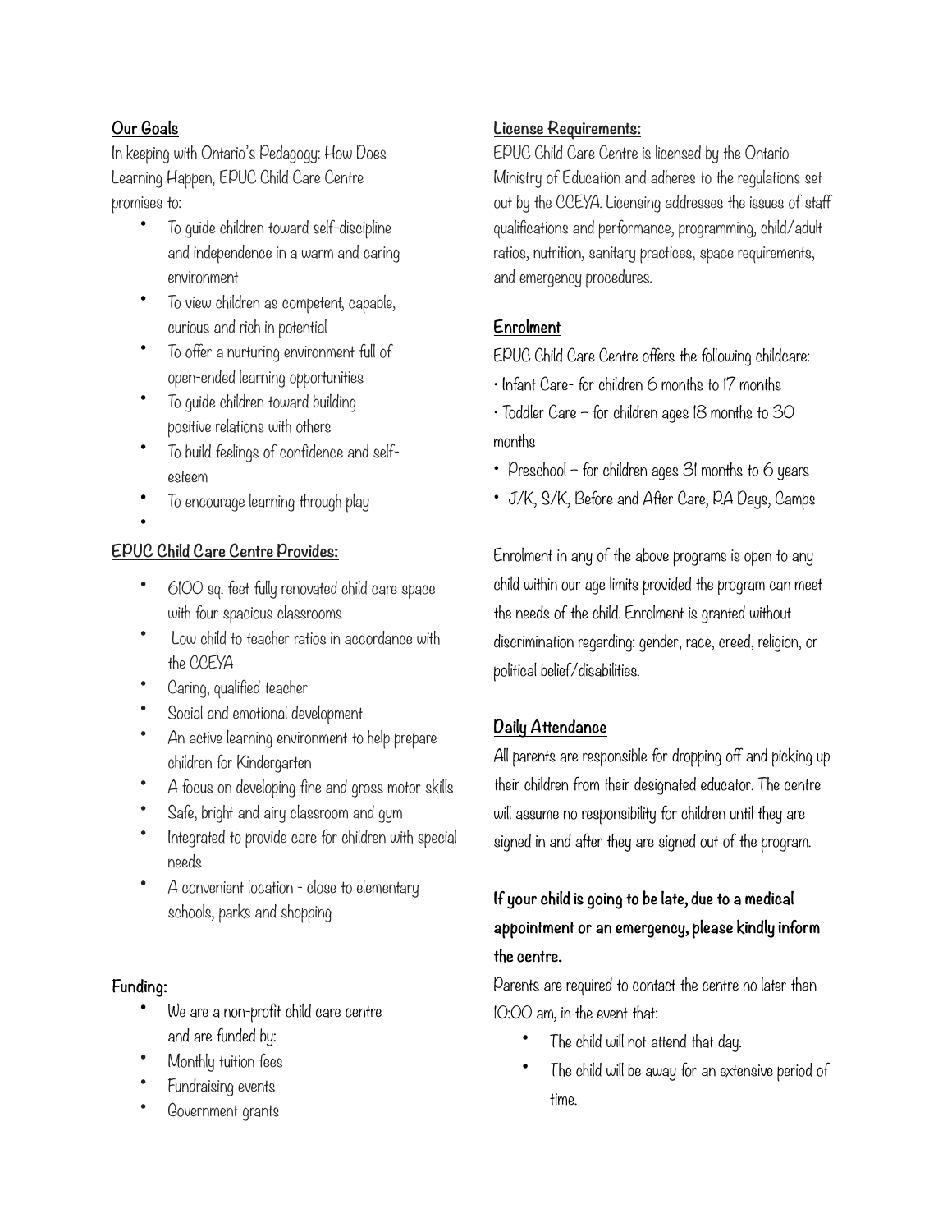## Our Goals

In keeping with Ontario's Pedagogy: How Does Learning Happen, EPUC Child Care Centre promises to:

- To guide children toward self-discipline and independence in a warm and caring environment
- To view children as competent, capable, curious and rich in potential
- To offer a nurturing environment full of open-ended learning opportunities
- To guide children toward building positive relations with others
- To build feelings of confidence and self-esteem
- To encourage learning through play

## EPUC Child Care Centre Provides:

- 6100 sq. feet fully renovated child care space with four spacious classrooms
- Low child to teacher ratios in accordance with the CCEYA
- Caring, qualified teacher
- Social and emotional development
- An active learning environment to help prepare children for Kindergarten
- A focus on developing fine and gross motor skills
- Safe, bright and airy classroom and gym
- Integrated to provide care for children with special needs
- A convenient location - close to elementary schools, parks and shopping

## Funding:

- We are a non-profit child care centre and are funded by:
- Monthly tuition fees
- Fundraising events
- Government grants

## License Requirements:

EPUC Child Care Centre is licensed by the Ontario Ministry of Education and adheres to the regulations set out by the CCEYA. Licensing addresses the issues of staff qualifications and performance, programming, child/adult ratios, nutrition, sanitary practices, space requirements, and emergency procedures.

## Enrolment

EPUC Child Care Centre offers the following childcare:

- Infant Care- for children 6 months to 17 months
- Toddler Care – for children ages 18 months to 30 months
- Preschool – for children ages 31 months to 6 years
- J/K, S/K, Before and After Care, P.A Days, Camps

Enrolment in any of the above programs is open to any child within our age limits provided the program can meet the needs of the child. Enrolment is granted without discrimination regarding: gender, race, creed, religion, or political belief/disabilities.

## Daily Attendance

All parents are responsible for dropping off and picking up their children from their designated educator. The centre will assume no responsibility for children until they are signed in and after they are signed out of the program.

**If your child is going to be late, due to a medical appointment or an emergency, please kindly inform the centre.**

Parents are required to contact the centre no later than 10:00 am, in the event that:

- The child will not attend that day.
- The child will be away for an extensive period of time.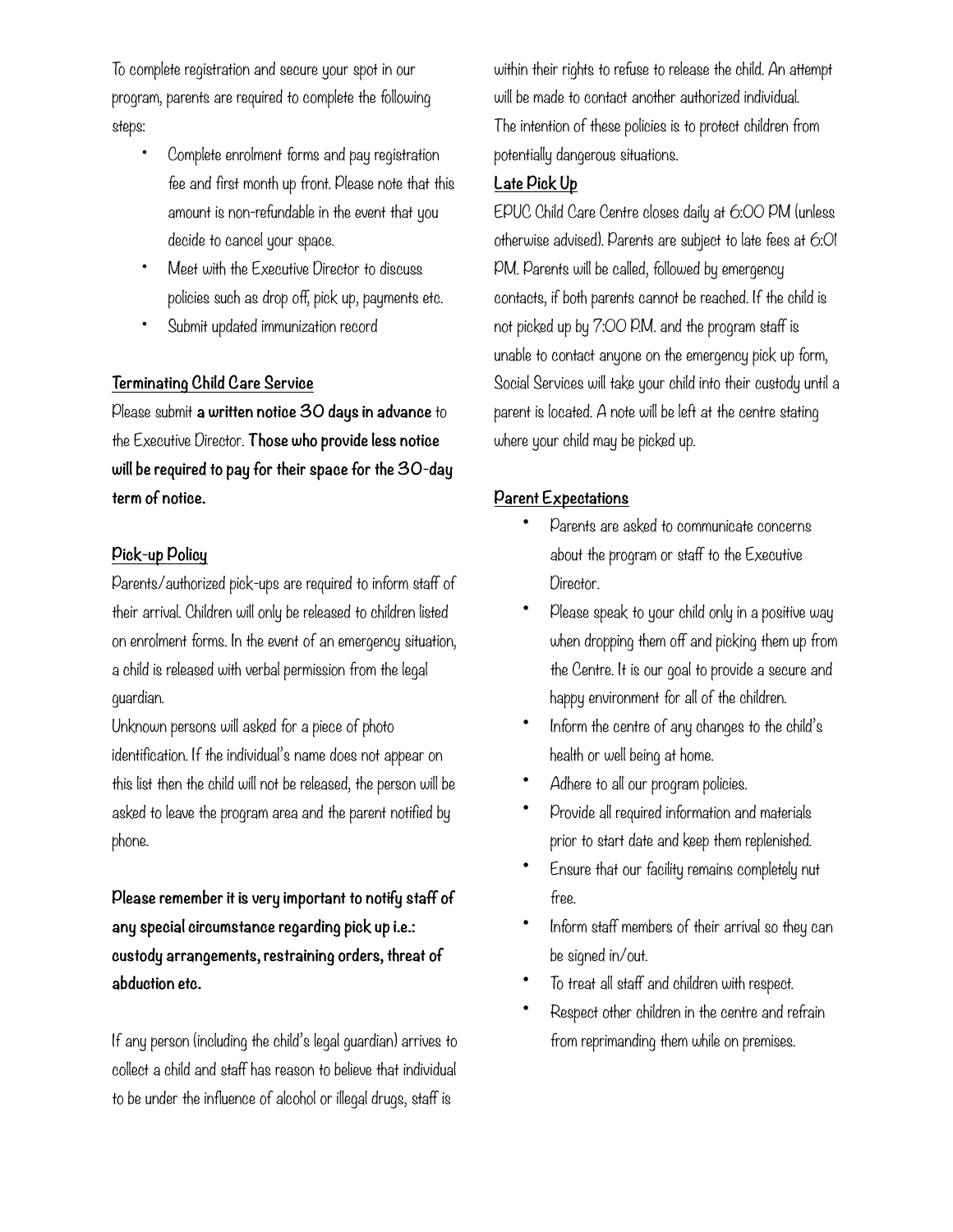To complete registration and secure your spot in our program, parents are required to complete the following steps:

- Complete enrolment forms and pay registration fee and first month up front. Please note that this amount is non-refundable in the event that you decide to cancel your space.
- Meet with the Executive Director to discuss policies such as drop off, pick up, payments etc.
- Submit updated immunization record

## Terminating Child Care Service

Please submit **a written notice 30 days in advance** to the Executive Director. **Those who provide less notice will be required to pay for their space for the 30-day term of notice.**

## Pick-up Policy

Parents/authorized pick-ups are required to inform staff of their arrival. Children will only be released to children listed on enrolment forms. In the event of an emergency situation, a child is released with verbal permission from the legal guardian.

Unknown persons will asked for a piece of photo identification. If the individual's name does not appear on this list then the child will not be released, the person will be asked to leave the program area and the parent notified by phone.

**Please remember it is very important to notify staff of any special circumstance regarding pick up i.e.: custody arrangements, restraining orders, threat of abduction etc.**

If any person (including the child's legal guardian) arrives to collect a child and staff has reason to believe that individual to be under the influence of alcohol or illegal drugs, staff is within their rights to refuse to release the child. An attempt will be made to contact another authorized individual.

The intention of these policies is to protect children from potentially dangerous situations.

## Late Pick Up

EPUC Child Care Centre closes daily at 6:00 PM (unless otherwise advised). Parents are subject to late fees at 6:01 PM. Parents will be called, followed by emergency contacts, if both parents cannot be reached. If the child is not picked up by 7:00 P.M. and the program staff is unable to contact anyone on the emergency pick up form, Social Services will take your child into their custody until a parent is located. A note will be left at the centre stating where your child may be picked up.

## Parent Expectations

- Parents are asked to communicate concerns about the program or staff to the Executive Director.
- Please speak to your child only in a positive way when dropping them off and picking them up from the Centre. It is our goal to provide a secure and happy environment for all of the children.
- Inform the centre of any changes to the child's health or well being at home.
- Adhere to all our program policies.
- Provide all required information and materials prior to start date and keep them replenished.
- Ensure that our facility remains completely nut free.
- Inform staff members of their arrival so they can be signed in/out.
- To treat all staff and children with respect.
- Respect other children in the centre and refrain from reprimanding them while on premises.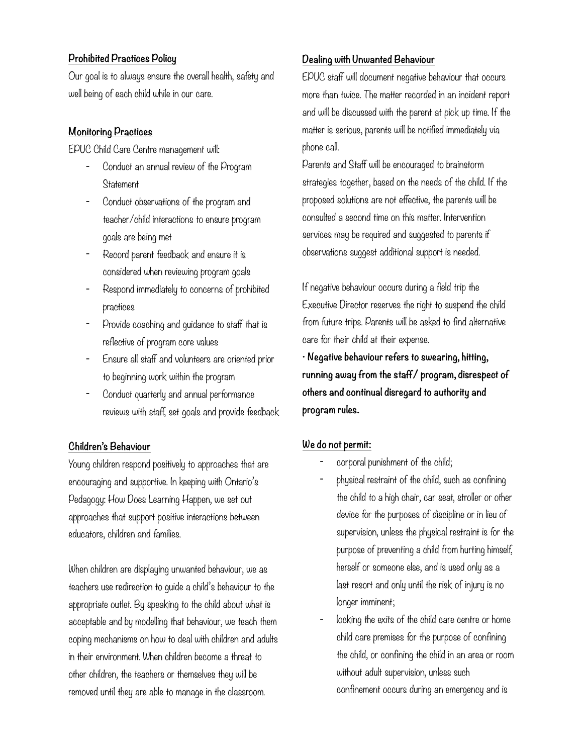**Prohibited Practices Policy**

Our goal is to always ensure the overall health, safety and well being of each child while in our care.

**Monitoring Practices**

EPUC Child Care Centre management will:

- Conduct an annual review of the Program Statement
- Conduct observations of the program and teacher/child interactions to ensure program goals are being met
- Record parent feedback and ensure it is considered when reviewing program goals
- Respond immediately to concerns of prohibited practices
- Provide coaching and guidance to staff that is reflective of program core values
- Ensure all staff and volunteers are oriented prior to beginning work within the program
- Conduct quarterly and annual performance reviews with staff, set goals and provide feedback

**Children's Behaviour**

Young children respond positively to approaches that are encouraging and supportive. In keeping with Ontario's Pedagogy: How Does Learning Happen, we set out approaches that support positive interactions between educators, children and families.

When children are displaying unwanted behaviour, we as teachers use redirection to guide a child's behaviour to the appropriate outlet. By speaking to the child about what is acceptable and by modelling that behaviour, we teach them coping mechanisms on how to deal with children and adults in their environment. When children become a threat to other children, the teachers or themselves they will be removed until they are able to manage in the classroom.

**Dealing with Unwanted Behaviour**

EPUC staff will document negative behaviour that occurs more than twice. The matter recorded in an incident report and will be discussed with the parent at pick up time. If the matter is serious, parents will be notified immediately via phone call.

Parents and Staff will be encouraged to brainstorm strategies together, based on the needs of the child. If the proposed solutions are not effective, the parents will be consulted a second time on this matter. Intervention services may be required and suggested to parents if observations suggest additional support is needed.

If negative behaviour occurs during a field trip the Executive Director reserves the right to suspend the child from future trips. Parents will be asked to find alternative care for their child at their expense.

**• Negative behaviour refers to swearing, hitting, running away from the staff / program, disrespect of others and continual disregard to authority and program rules.**

**We do not permit:**

- corporal punishment of the child;
- physical restraint of the child, such as confining the child to a high chair, car seat, stroller or other device for the purposes of discipline or in lieu of supervision, unless the physical restraint is for the purpose of preventing a child from hurting himself, herself or someone else, and is used only as a last resort and only until the risk of injury is no longer imminent;
- locking the exits of the child care centre or home child care premises for the purpose of confining the child, or confining the child in an area or room without adult supervision, unless such confinement occurs during an emergency and is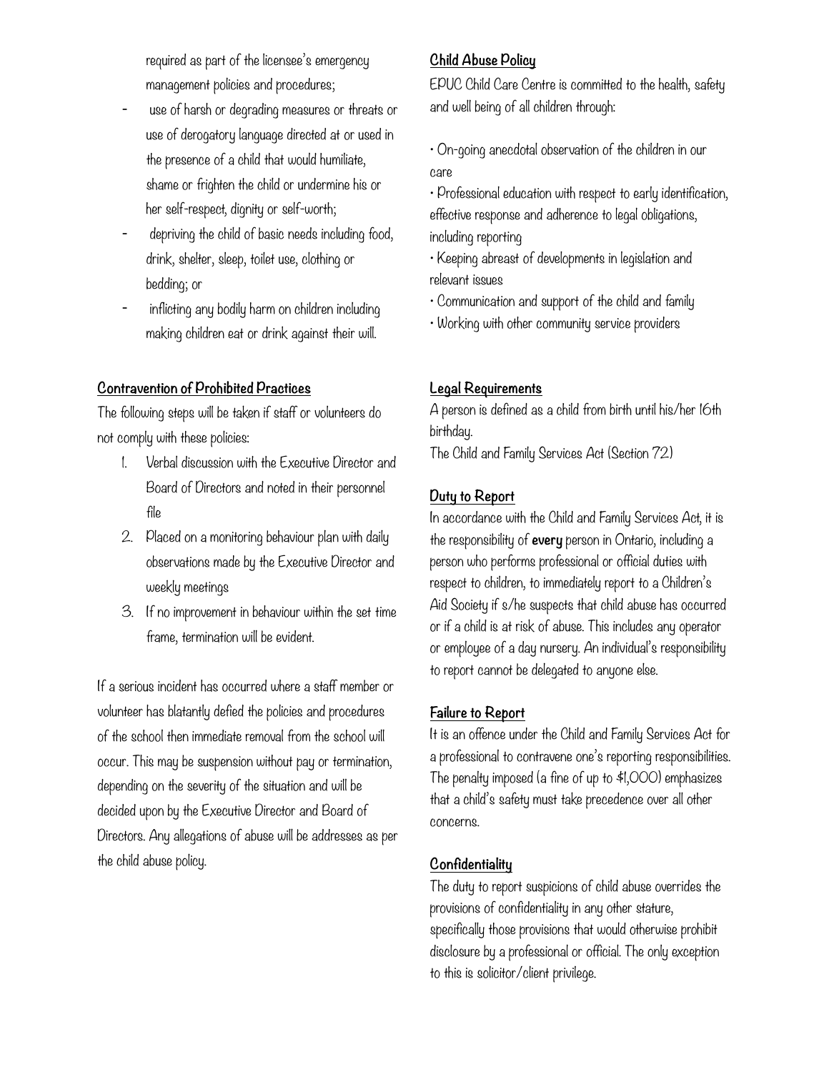required as part of the licensee's emergency management policies and procedures;

- use of harsh or degrading measures or threats or use of derogatory language directed at or used in the presence of a child that would humiliate, shame or frighten the child or undermine his or her self-respect, dignity or self-worth;
- depriving the child of basic needs including food, drink, shelter, sleep, toilet use, clothing or bedding; or
- inflicting any bodily harm on children including making children eat or drink against their will.

## Contravention of Prohibited Practices

The following steps will be taken if staff or volunteers do not comply with these policies:

1. Verbal discussion with the Executive Director and Board of Directors and noted in their personnel file
2. Placed on a monitoring behaviour plan with daily observations made by the Executive Director and weekly meetings
3. If no improvement in behaviour within the set time frame, termination will be evident.

If a serious incident has occurred where a staff member or volunteer has blatantly defied the policies and procedures of the school then immediate removal from the school will occur. This may be suspension without pay or termination, depending on the severity of the situation and will be decided upon by the Executive Director and Board of Directors. Any allegations of abuse will be addresses as per the child abuse policy.

## Child Abuse Policy

EPUC Child Care Centre is committed to the health, safety and well being of all children through:

• On-going anecdotal observation of the children in our care

• Professional education with respect to early identification, effective response and adherence to legal obligations, including reporting

• Keeping abreast of developments in legislation and relevant issues

• Communication and support of the child and family

• Working with other community service providers

## Legal Requirements

A person is defined as a child from birth until his/her 16th birthday.

The Child and Family Services Act (Section 72)

## Duty to Report

In accordance with the Child and Family Services Act, it is the responsibility of **every** person in Ontario, including a person who performs professional or official duties with respect to children, to immediately report to a Children's Aid Society if s/he suspects that child abuse has occurred or if a child is at risk of abuse. This includes any operator or employee of a day nursery. An individual's responsibility to report cannot be delegated to anyone else.

## Failure to Report

It is an offence under the Child and Family Services Act for a professional to contravene one's reporting responsibilities. The penalty imposed (a fine of up to $1,000) emphasizes that a child's safety must take precedence over all other concerns.

## Confidentiality

The duty to report suspicions of child abuse overrides the provisions of confidentiality in any other stature, specifically those provisions that would otherwise prohibit disclosure by a professional or official. The only exception to this is solicitor/client privilege.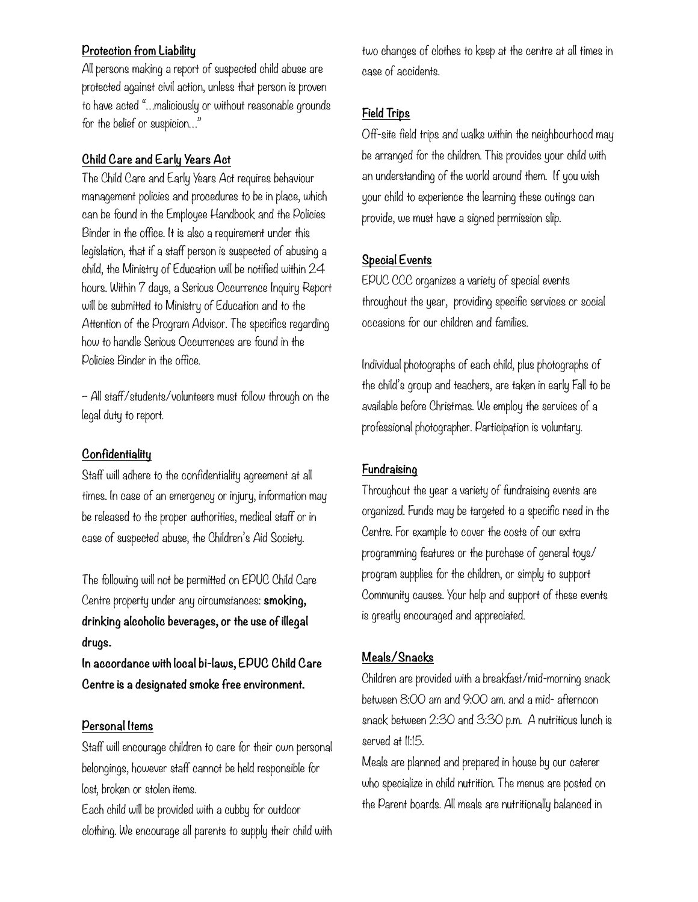### Protection from Liability

All persons making a report of suspected child abuse are protected against civil action, unless that person is proven to have acted "...maliciously or without reasonable grounds for the belief or suspicion..."

### Child Care and Early Years Act

The Child Care and Early Years Act requires behaviour management policies and procedures to be in place, which can be found in the Employee Handbook and the Policies Binder in the office. It is also a requirement under this legislation, that if a staff person is suspected of abusing a child, the Ministry of Education will be notified within 24 hours. Within 7 days, a Serious Occurrence Inquiry Report will be submitted to Ministry of Education and to the Attention of the Program Advisor. The specifics regarding how to handle Serious Occurrences are found in the Policies Binder in the office.

– All staff/students/volunteers must follow through on the legal duty to report.

### Confidentiality

Staff will adhere to the confidentiality agreement at all times. In case of an emergency or injury, information may be released to the proper authorities, medical staff or in case of suspected abuse, the Children's Aid Society.

The following will not be permitted on EPUC Child Care Centre property under any circumstances: **smoking, drinking alcoholic beverages, or the use of illegal drugs.**

**In accordance with local bi-laws, EPUC Child Care Centre is a designated smoke free environment.**

### Personal Items

Staff will encourage children to care for their own personal belongings, however staff cannot be held responsible for lost, broken or stolen items.

Each child will be provided with a cubby for outdoor clothing. We encourage all parents to supply their child with two changes of clothes to keep at the centre at all times in case of accidents.

### Field Trips

Off-site field trips and walks within the neighbourhood may be arranged for the children. This provides your child with an understanding of the world around them. If you wish your child to experience the learning these outings can provide, we must have a signed permission slip.

### Special Events

EPUC CCC organizes a variety of special events throughout the year, providing specific services or social occasions for our children and families.

Individual photographs of each child, plus photographs of the child's group and teachers, are taken in early Fall to be available before Christmas. We employ the services of a professional photographer. Participation is voluntary.

### Fundraising

Throughout the year a variety of fundraising events are organized. Funds may be targeted to a specific need in the Centre. For example to cover the costs of our extra programming features or the purchase of general toys/ program supplies for the children, or simply to support Community causes. Your help and support of these events is greatly encouraged and appreciated.

### Meals/Snacks

Children are provided with a breakfast/mid-morning snack between 8:00 am and 9:00 am. and a mid- afternoon snack between 2:30 and 3:30 p.m. A nutritious lunch is served at 11:15.

Meals are planned and prepared in house by our caterer who specialize in child nutrition. The menus are posted on the Parent boards. All meals are nutritionally balanced in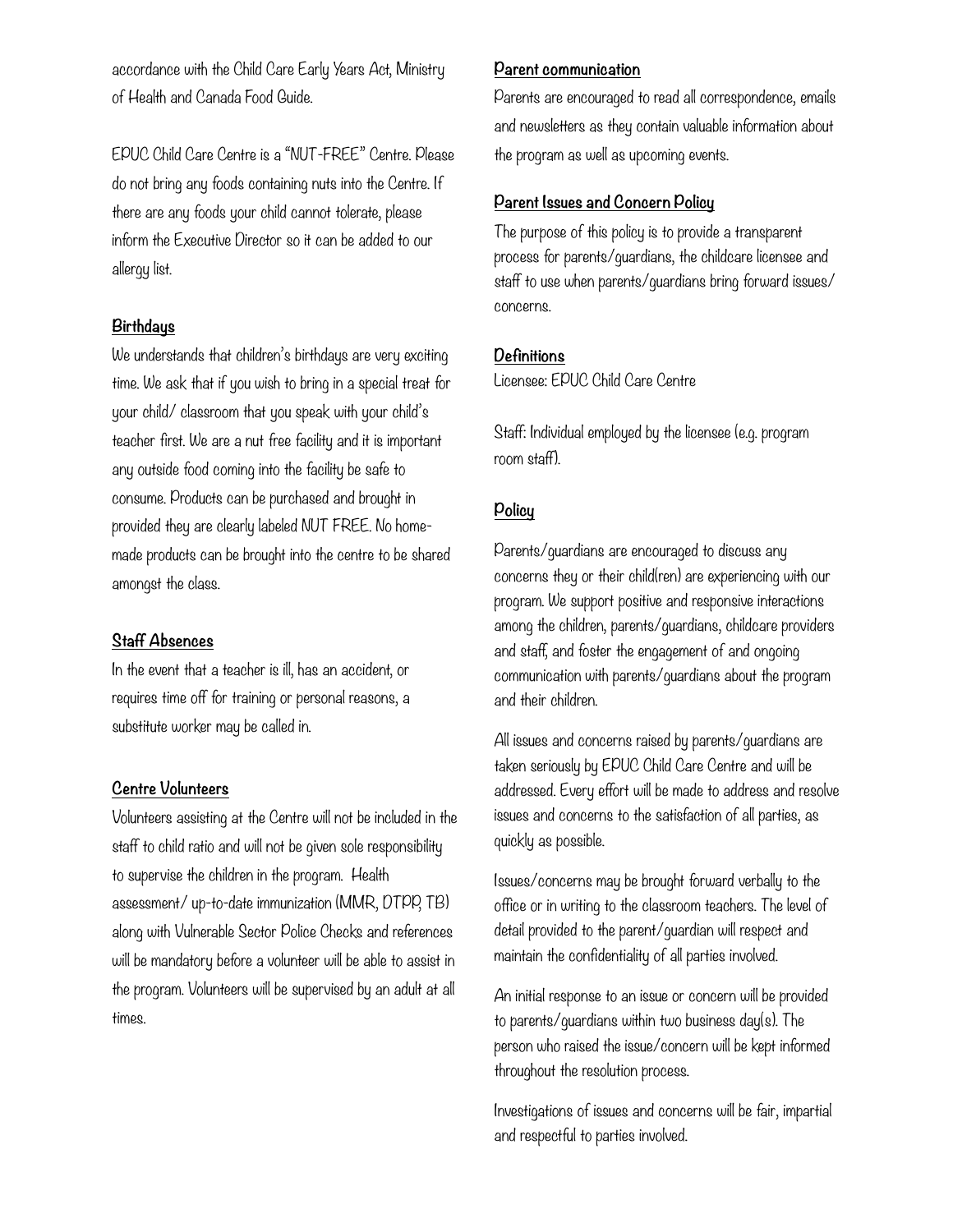accordance with the Child Care Early Years Act, Ministry of Health and Canada Food Guide.

EPUC Child Care Centre is a "NUT-FREE" Centre. Please do not bring any foods containing nuts into the Centre. If there are any foods your child cannot tolerate, please inform the Executive Director so it can be added to our allergy list.

**Birthdays**

We understands that children's birthdays are very exciting time. We ask that if you wish to bring in a special treat for your child/ classroom that you speak with your child's teacher first. We are a nut free facility and it is important any outside food coming into the facility be safe to consume. Products can be purchased and brought in provided they are clearly labeled NUT FREE. No home-made products can be brought into the centre to be shared amongst the class.

**Staff Absences**

In the event that a teacher is ill, has an accident, or requires time off for training or personal reasons, a substitute worker may be called in.

**Centre Volunteers**

Volunteers assisting at the Centre will not be included in the staff to child ratio and will not be given sole responsibility to supervise the children in the program. Health assessment/ up-to-date immunization (MMR, DTPP, TB) along with Vulnerable Sector Police Checks and references will be mandatory before a volunteer will be able to assist in the program. Volunteers will be supervised by an adult at all times.

**Parent communication**

Parents are encouraged to read all correspondence, emails and newsletters as they contain valuable information about the program as well as upcoming events.

**Parent Issues and Concern Policy**

The purpose of this policy is to provide a transparent process for parents/guardians, the childcare licensee and staff to use when parents/guardians bring forward issues/ concerns.

**Definitions**

Licensee: EPUC Child Care Centre

Staff: Individual employed by the licensee (e.g. program room staff).

**Policy**

Parents/guardians are encouraged to discuss any concerns they or their child(ren) are experiencing with our program. We support positive and responsive interactions among the children, parents/guardians, childcare providers and staff, and foster the engagement of and ongoing communication with parents/guardians about the program and their children.

All issues and concerns raised by parents/guardians are taken seriously by EPUC Child Care Centre and will be addressed. Every effort will be made to address and resolve issues and concerns to the satisfaction of all parties, as quickly as possible.

Issues/concerns may be brought forward verbally to the office or in writing to the classroom teachers. The level of detail provided to the parent/guardian will respect and maintain the confidentiality of all parties involved.

An initial response to an issue or concern will be provided to parents/guardians within two business day(s). The person who raised the issue/concern will be kept informed throughout the resolution process.

Investigations of issues and concerns will be fair, impartial and respectful to parties involved.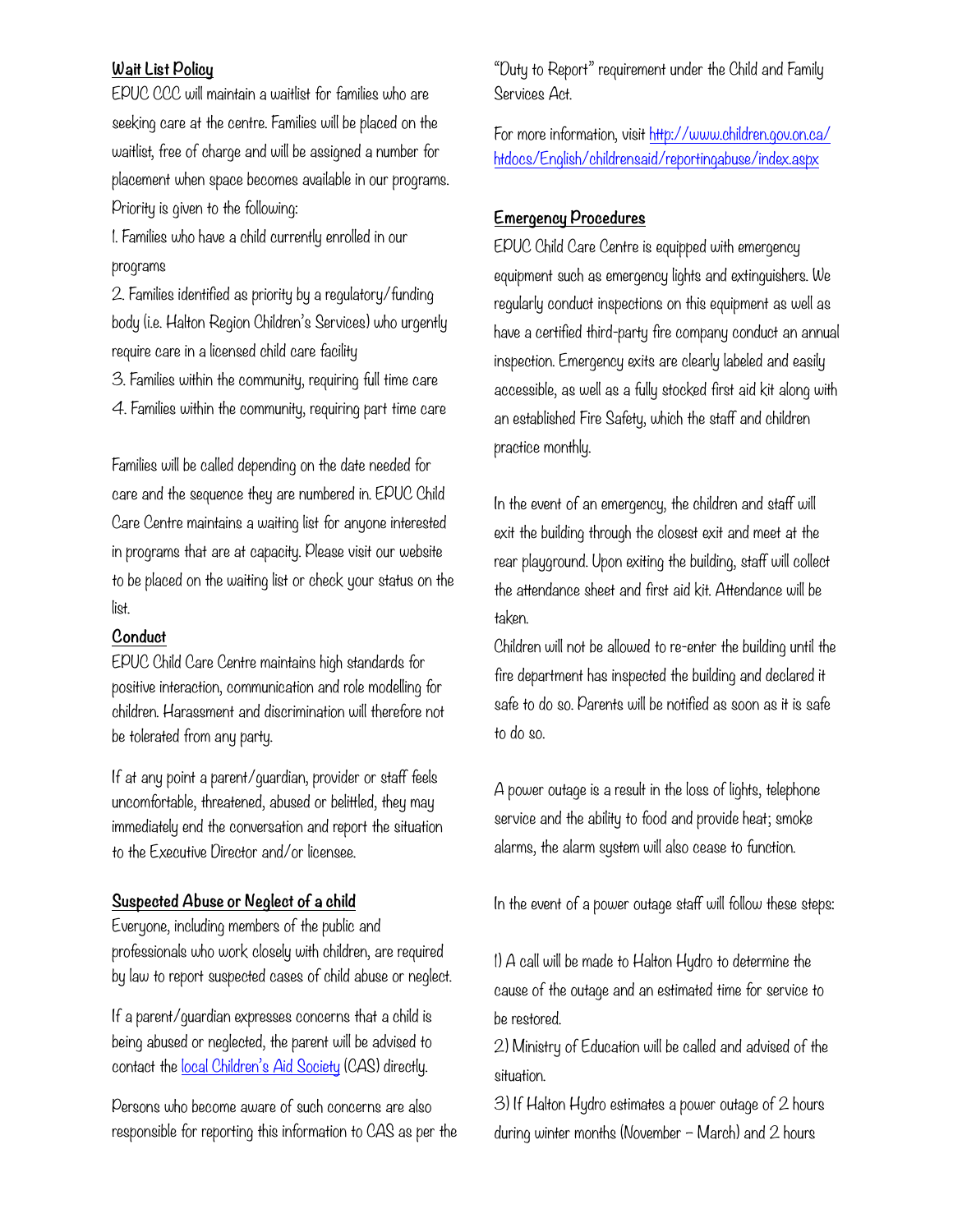## Wait List Policy

EPUC CCC will maintain a waitlist for families who are seeking care at the centre. Families will be placed on the waitlist, free of charge and will be assigned a number for placement when space becomes available in our programs. Priority is given to the following:

1. Families who have a child currently enrolled in our programs
2. Families identified as priority by a regulatory/funding body (i.e. Halton Region Children's Services) who urgently require care in a licensed child care facility
3. Families within the community, requiring full time care
4. Families within the community, requiring part time care

Families will be called depending on the date needed for care and the sequence they are numbered in. EPUC Child Care Centre maintains a waiting list for anyone interested in programs that are at capacity. Please visit our website to be placed on the waiting list or check your status on the list.

## Conduct

EPUC Child Care Centre maintains high standards for positive interaction, communication and role modelling for children. Harassment and discrimination will therefore not be tolerated from any party.

If at any point a parent/guardian, provider or staff feels uncomfortable, threatened, abused or belittled, they may immediately end the conversation and report the situation to the Executive Director and/or licensee.

## Suspected Abuse or Neglect of a child

Everyone, including members of the public and professionals who work closely with children, are required by law to report suspected cases of child abuse or neglect.

If a parent/guardian expresses concerns that a child is being abused or neglected, the parent will be advised to contact the local Children's Aid Society (CAS) directly.

Persons who become aware of such concerns are also responsible for reporting this information to CAS as per the "Duty to Report" requirement under the Child and Family Services Act.

For more information, visit http://www.children.gov.on.ca/htdocs/English/childrensaid/reportingabuse/index.aspx

## Emergency Procedures

EPUC Child Care Centre is equipped with emergency equipment such as emergency lights and extinguishers. We regularly conduct inspections on this equipment as well as have a certified third-party fire company conduct an annual inspection. Emergency exits are clearly labeled and easily accessible, as well as a fully stocked first aid kit along with an established Fire Safety, which the staff and children practice monthly.

In the event of an emergency, the children and staff will exit the building through the closest exit and meet at the rear playground. Upon exiting the building, staff will collect the attendance sheet and first aid kit. Attendance will be taken.

Children will not be allowed to re-enter the building until the fire department has inspected the building and declared it safe to do so. Parents will be notified as soon as it is safe to do so.

A power outage is a result in the loss of lights, telephone service and the ability to food and provide heat; smoke alarms, the alarm system will also cease to function.

In the event of a power outage staff will follow these steps:

1) A call will be made to Halton Hydro to determine the cause of the outage and an estimated time for service to be restored.
2) Ministry of Education will be called and advised of the situation.
3) If Halton Hydro estimates a power outage of 2 hours during winter months (November – March) and 2 hours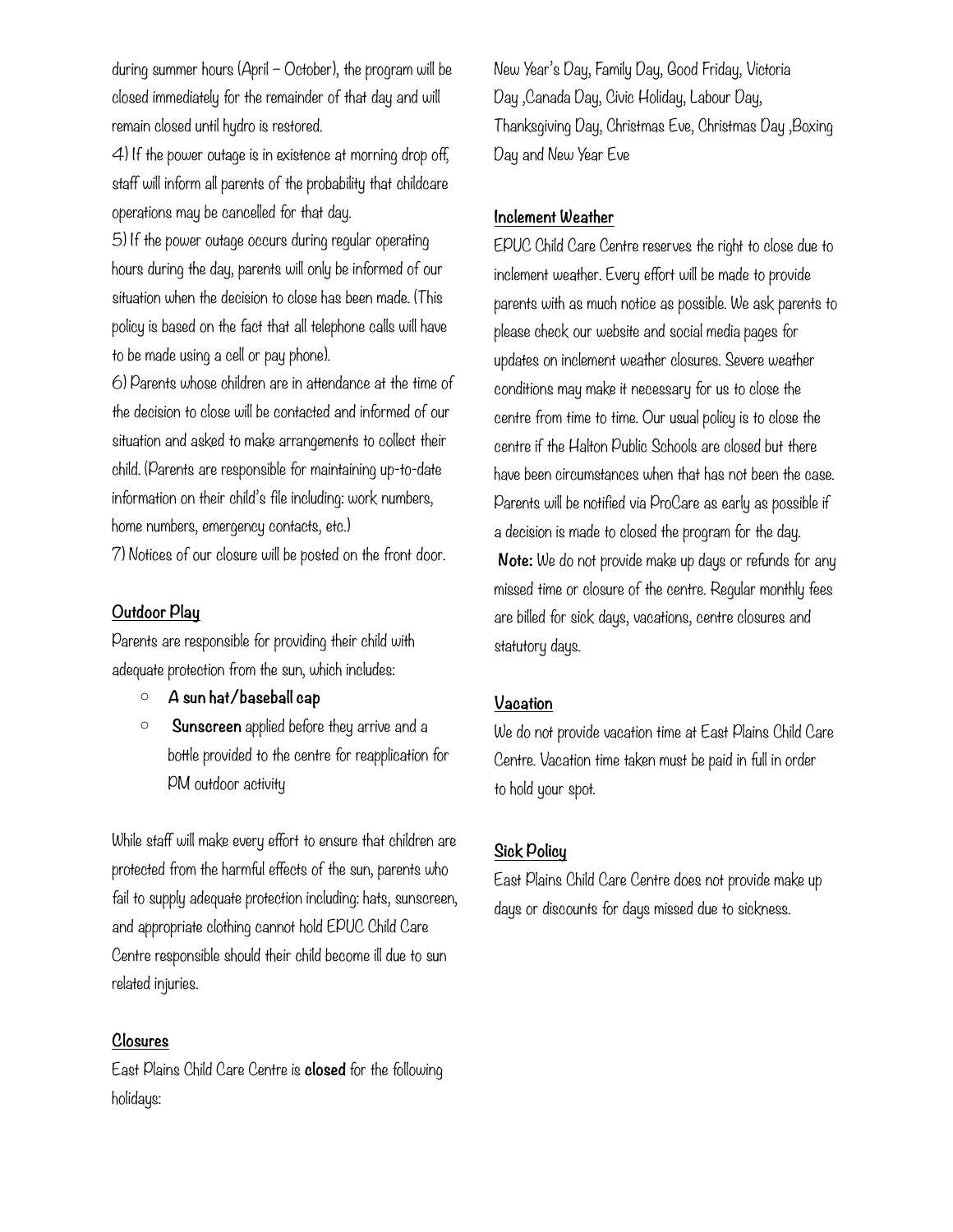during summer hours (April – October), the program will be closed immediately for the remainder of that day and will remain closed until hydro is restored.

4) If the power outage is in existence at morning drop off, staff will inform all parents of the probability that childcare operations may be cancelled for that day.

5) If the power outage occurs during regular operating hours during the day, parents will only be informed of our situation when the decision to close has been made. (This policy is based on the fact that all telephone calls will have to be made using a cell or pay phone).

6) Parents whose children are in attendance at the time of the decision to close will be contacted and informed of our situation and asked to make arrangements to collect their child. (Parents are responsible for maintaining up-to-date information on their child's file including: work numbers, home numbers, emergency contacts, etc.)

7) Notices of our closure will be posted on the front door.

## Outdoor Play

Parents are responsible for providing their child with adequate protection from the sun, which includes:

- **A sun hat/baseball cap**
- **Sunscreen** applied before they arrive and a bottle provided to the centre for reapplication for PM outdoor activity

While staff will make every effort to ensure that children are protected from the harmful effects of the sun, parents who fail to supply adequate protection including: hats, sunscreen, and appropriate clothing cannot hold EPUC Child Care Centre responsible should their child become ill due to sun related injuries.

## Closures

East Plains Child Care Centre is **closed** for the following holidays:

New Year's Day, Family Day, Good Friday, Victoria Day ,Canada Day, Civic Holiday, Labour Day, Thanksgiving Day, Christmas Eve, Christmas Day ,Boxing Day and New Year Eve

## Inclement Weather

EPUC Child Care Centre reserves the right to close due to inclement weather. Every effort will be made to provide parents with as much notice as possible. We ask parents to please check our website and social media pages for updates on inclement weather closures. Severe weather conditions may make it necessary for us to close the centre from time to time. Our usual policy is to close the centre if the Halton Public Schools are closed but there have been circumstances when that has not been the case. Parents will be notified via ProCare as early as possible if a decision is made to closed the program for the day.

**Note:** We do not provide make up days or refunds for any missed time or closure of the centre. Regular monthly fees are billed for sick days, vacations, centre closures and statutory days.

## Vacation

We do not provide vacation time at East Plains Child Care Centre. Vacation time taken must be paid in full in order to hold your spot.

## Sick Policy

East Plains Child Care Centre does not provide make up days or discounts for days missed due to sickness.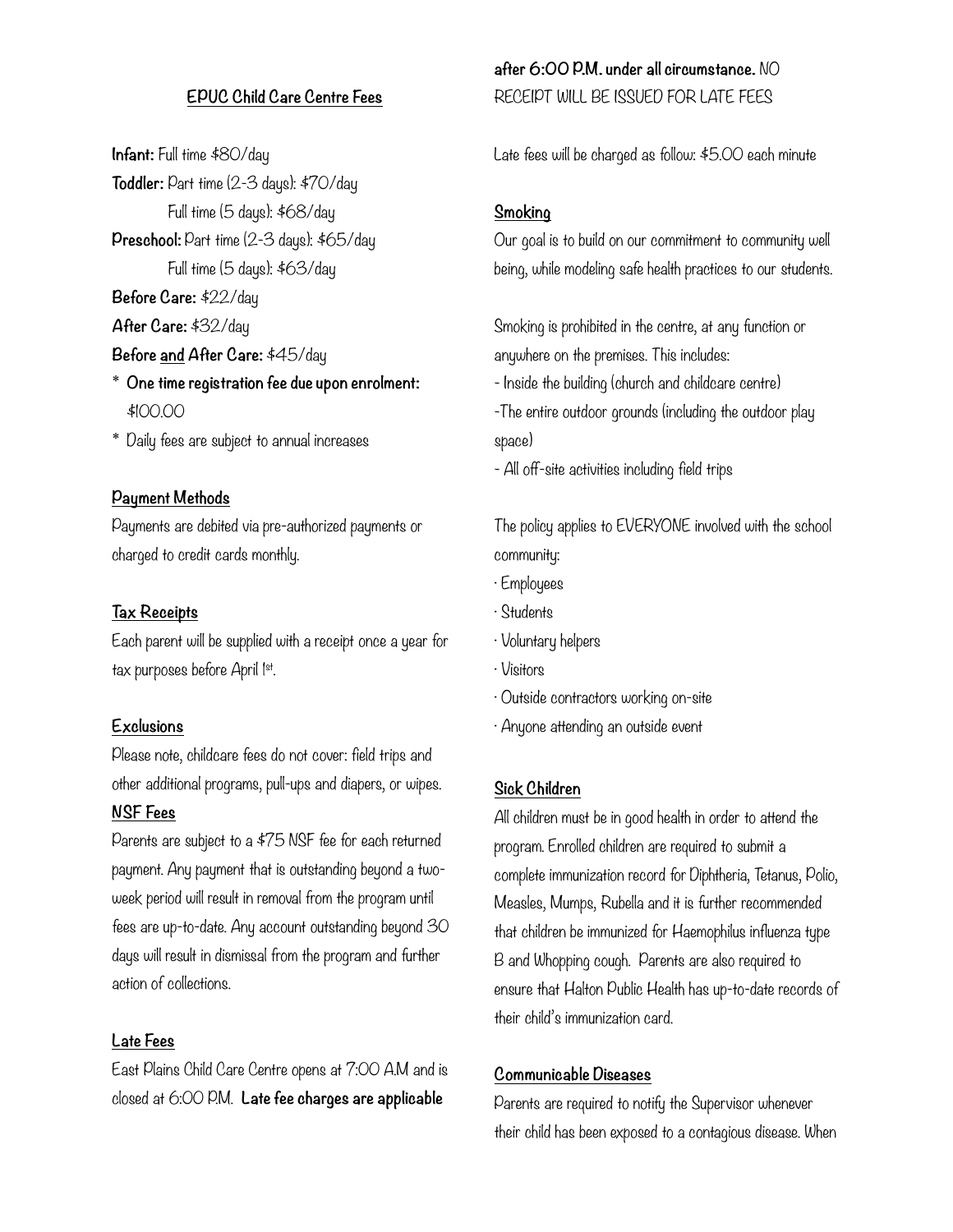## EPUC Child Care Centre Fees

**Infant:** Full time $80/day
**Toddler:** Part time (2-3 days): $70/day
Full time (5 days): $68/day
**Preschool:** Part time (2-3 days): $65/day
Full time (5 days): $63/day
**Before Care:** $22/day
**After Care:** $32/day
**Before and After Care:** $45/day

* **One time registration fee due upon enrolment:** $100.00
* Daily fees are subject to annual increases

### Payment Methods

Payments are debited via pre-authorized payments or charged to credit cards monthly.

### Tax Receipts

Each parent will be supplied with a receipt once a year for tax purposes before April 1st.

### Exclusions

Please note, childcare fees do not cover: field trips and other additional programs, pull-ups and diapers, or wipes.

### NSF Fees

Parents are subject to a $75 NSF fee for each returned payment. Any payment that is outstanding beyond a two-week period will result in removal from the program until fees are up-to-date. Any account outstanding beyond 30 days will result in dismissal from the program and further action of collections.

### Late Fees

East Plains Child Care Centre opens at 7:00 A.M and is closed at 6:00 P.M. **Late fee charges are applicable after 6:00 P.M. under all circumstance.** NO RECEIPT WILL BE ISSUED FOR LATE FEES

Late fees will be charged as follow: $5.00 each minute

### Smoking

Our goal is to build on our commitment to community well being, while modeling safe health practices to our students.

Smoking is prohibited in the centre, at any function or anywhere on the premises. This includes:

- Inside the building (church and childcare centre)
- The entire outdoor grounds (including the outdoor play space)
- All off-site activities including field trips

The policy applies to EVERYONE involved with the school community:

- Employees
- Students
- Voluntary helpers
- Visitors
- Outside contractors working on-site
- Anyone attending an outside event

### Sick Children

All children must be in good health in order to attend the program. Enrolled children are required to submit a complete immunization record for Diphtheria, Tetanus, Polio, Measles, Mumps, Rubella and it is further recommended that children be immunized for Haemophilus influenza type B and Whopping cough. Parents are also required to ensure that Halton Public Health has up-to-date records of their child's immunization card.

### Communicable Diseases

Parents are required to notify the Supervisor whenever their child has been exposed to a contagious disease. When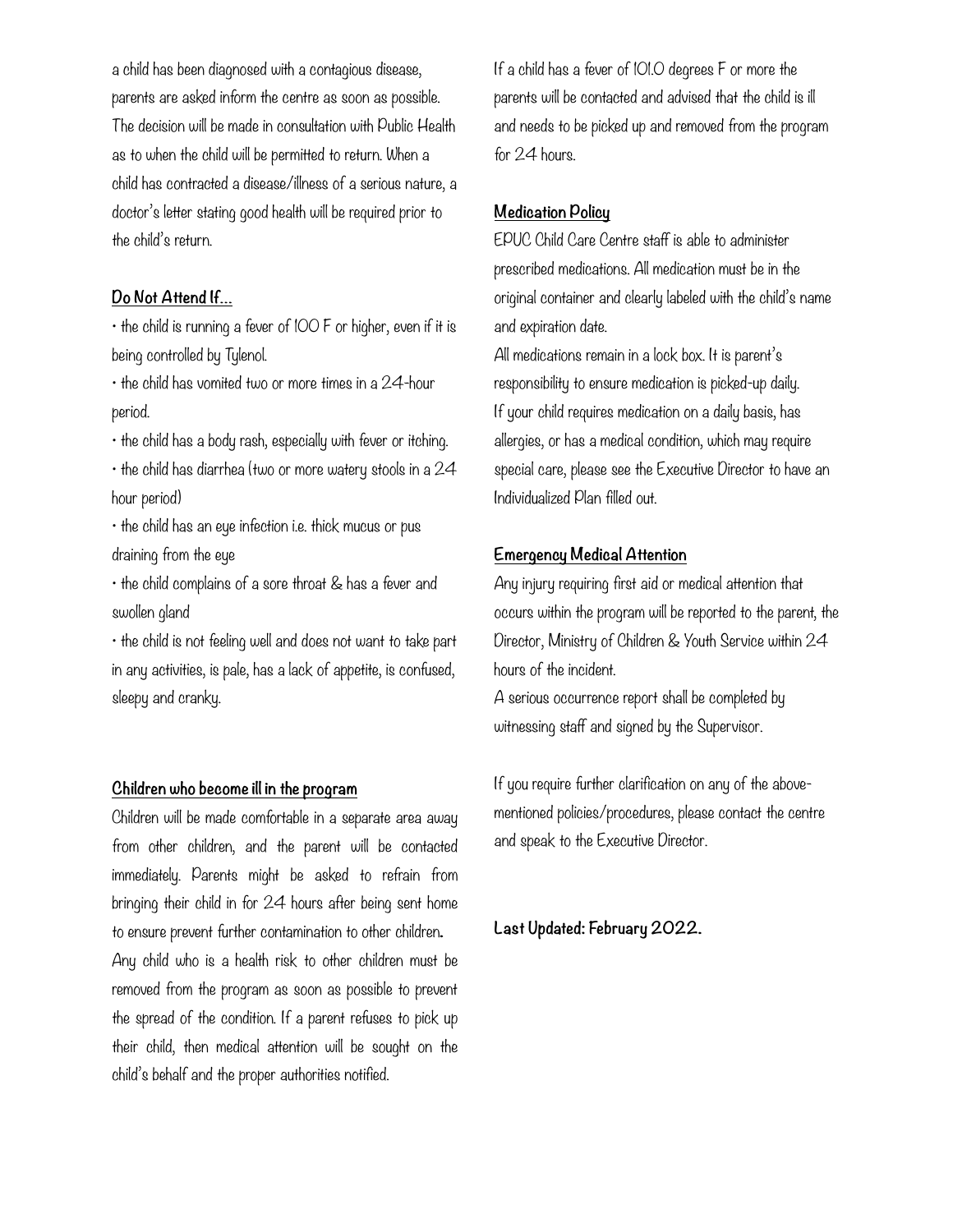a child has been diagnosed with a contagious disease, parents are asked inform the centre as soon as possible. The decision will be made in consultation with Public Health as to when the child will be permitted to return. When a child has contracted a disease/illness of a serious nature, a doctor's letter stating good health will be required prior to the child's return.

### Do Not Attend If…

- the child is running a fever of 100 F or higher, even if it is being controlled by Tylenol.
- the child has vomited two or more times in a 24-hour period.
- the child has a body rash, especially with fever or itching.
- the child has diarrhea (two or more watery stools in a 24 hour period)
- the child has an eye infection i.e. thick mucus or pus draining from the eye
- the child complains of a sore throat & has a fever and swollen gland
- the child is not feeling well and does not want to take part in any activities, is pale, has a lack of appetite, is confused, sleepy and cranky.

### Children who become ill in the program

Children will be made comfortable in a separate area away from other children, and the parent will be contacted immediately. Parents might be asked to refrain from bringing their child in for 24 hours after being sent home to ensure prevent further contamination to other children. Any child who is a health risk to other children must be removed from the program as soon as possible to prevent the spread of the condition. If a parent refuses to pick up their child, then medical attention will be sought on the child's behalf and the proper authorities notified.

If a child has a fever of 101.0 degrees F or more the parents will be contacted and advised that the child is ill and needs to be picked up and removed from the program for 24 hours.

### Medication Policy

EPUC Child Care Centre staff is able to administer prescribed medications. All medication must be in the original container and clearly labeled with the child's name and expiration date.

All medications remain in a lock box. It is parent's responsibility to ensure medication is picked-up daily. If your child requires medication on a daily basis, has allergies, or has a medical condition, which may require special care, please see the Executive Director to have an Individualized Plan filled out.

### Emergency Medical Attention

Any injury requiring first aid or medical attention that occurs within the program will be reported to the parent, the Director, Ministry of Children & Youth Service within 24 hours of the incident.

A serious occurrence report shall be completed by witnessing staff and signed by the Supervisor.

If you require further clarification on any of the above-mentioned policies/procedures, please contact the centre and speak to the Executive Director.

**Last Updated: February 2022.**